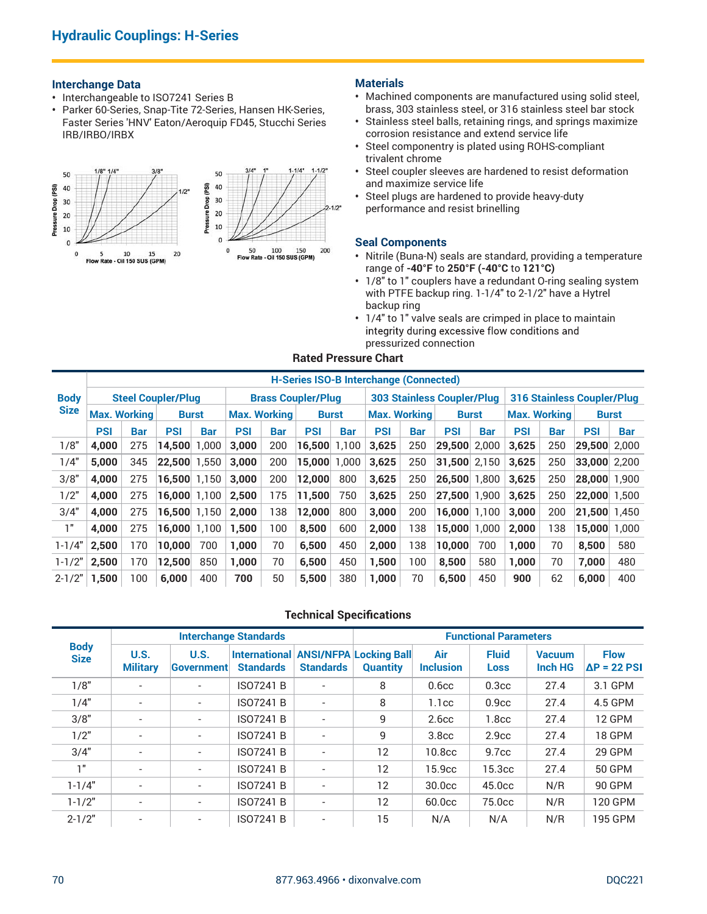# Hydraulic Couplings: H-Series

## Interchange Data

- Interchangeable to ISO7241 Series B
- Parker 60-Series, Snap-Tite 72-Series, Hansen HK-Series, Faster Series 'HNV' Eaton/Aeroquip FD45, Stucchi Series IRB/IRBO/IRBX

## Materials

- Machined components are manufactured using solid steel, brass, 303 stainless steel, or 316 stainless steel bar stock
- Stainless steel balls, retaining rings, and springs maximize corrosion resistance and extend service life
- Steel componentry is plated using ROHS-compliant trivalent chrome
- Steel coupler sleeves are hardened to resist deformation and maximize service life
- Steel plugs are hardened to provide heavy-duty performance and resist brinelling

## Seal Components

- Nitrile (Buna-N) seals are standard, providing a temperature range of **-40°F** to **250°F (-40°C** to **121°C)**
- 1/8" to 1" couplers have a redundant O-ring sealing system with PTFE backup ring. 1-1/4" to 2-1/2" have a Hytrel backup ring
- 1/4" to 1" valve seals are crimped in place to maintain integrity during excessive flow conditions and pressurized connection

### Rated Pressure Chart

| Body Size | H-Series ISO-B Interchange (Connected) | | | | | | | | | | | | | | | |
|---|---|---|---|---|---|---|---|---|---|---|---|---|---|---|---|---|
| | Steel Coupler/Plug | | | | Brass Coupler/Plug | | | | 303 Stainless Coupler/Plug | | | | 316 Stainless Coupler/Plug | | | |
| | Max. Working | | Burst | | Max. Working | | Burst | | Max. Working | | Burst | | Max. Working | | Burst | |
| | PSI | Bar | PSI | Bar | PSI | Bar | PSI | Bar | PSI | Bar | PSI | Bar | PSI | Bar | PSI | Bar |
| 1/8" | **4,000** | 275 | **14,500** | 1,000 | **3,000** | 200 | **16,500** | 1,100 | **3,625** | 250 | **29,500** | 2,000 | **3,625** | 250 | **29,500** | 2,000 |
| 1/4" | **5,000** | 345 | **22,500** | 1,550 | **3,000** | 200 | **15,000** | 1,000 | **3,625** | 250 | **31,500** | 2,150 | **3,625** | 250 | **33,000** | 2,200 |
| 3/8" | **4,000** | 275 | **16,500** | 1,150 | **3,000** | 200 | **12,000** | 800 | **3,625** | 250 | **26,500** | 1,800 | **3,625** | 250 | **28,000** | 1,900 |
| 1/2" | **4,000** | 275 | **16,000** | 1,100 | **2,500** | 175 | **11,500** | 750 | **3,625** | 250 | **27,500** | 1,900 | **3,625** | 250 | **22,000** | 1,500 |
| 3/4" | **4,000** | 275 | **16,500** | 1,150 | **2,000** | 138 | **12,000** | 800 | **3,000** | 200 | **16,000** | 1,100 | **3,000** | 200 | **21,500** | 1,450 |
| 1" | **4,000** | 275 | **16,000** | 1,100 | **1,500** | 100 | **8,500** | 600 | **2,000** | 138 | **15,000** | 1,000 | **2,000** | 138 | **15,000** | 1,000 |
| 1-1/4" | **2,500** | 170 | **10,000** | 700 | **1,000** | 70 | **6,500** | 450 | **2,000** | 138 | **10,000** | 700 | **1,000** | 70 | **8,500** | 580 |
| 1-1/2" | **2,500** | 170 | **12,500** | 850 | **1,000** | 70 | **6,500** | 450 | **1,500** | 100 | **8,500** | 580 | **1,000** | 70 | **7,000** | 480 |
| 2-1/2" | **1,500** | 100 | **6,000** | 400 | **700** | 50 | **5,500** | 380 | **1,000** | 70 | **6,500** | 450 | **900** | 62 | **6,000** | 400 |

### Technical Specifications

| Body Size | Interchange Standards | | | | Functional Parameters | | | | |
|---|---|---|---|---|---|---|---|---|---|
| | U.S. Military | U.S. Government | International Standards | ANSI/NFPA Standards | Locking Ball Quantity | Air Inclusion | Fluid Loss | Vacuum Inch HG | Flow ΔP = 22 PSI |
| 1/8" | - | - | ISO7241 B | - | 8 | 0.6cc | 0.3cc | 27.4 | 3.1 GPM |
| 1/4" | - | - | ISO7241 B | - | 8 | 1.1cc | 0.9cc | 27.4 | 4.5 GPM |
| 3/8" | - | - | ISO7241 B | - | 9 | 2.6cc | 1.8cc | 27.4 | 12 GPM |
| 1/2" | - | - | ISO7241 B | - | 9 | 3.8cc | 2.9cc | 27.4 | 18 GPM |
| 3/4" | - | - | ISO7241 B | - | 12 | 10.8cc | 9.7cc | 27.4 | 29 GPM |
| 1" | - | - | ISO7241 B | - | 12 | 15.9cc | 15.3cc | 27.4 | 50 GPM |
| 1-1/4" | - | - | ISO7241 B | - | 12 | 30.0cc | 45.0cc | N/R | 90 GPM |
| 1-1/2" | - | - | ISO7241 B | - | 12 | 60.0cc | 75.0cc | N/R | 120 GPM |
| 2-1/2" | - | - | ISO7241 B | - | 15 | N/A | N/A | N/R | 195 GPM |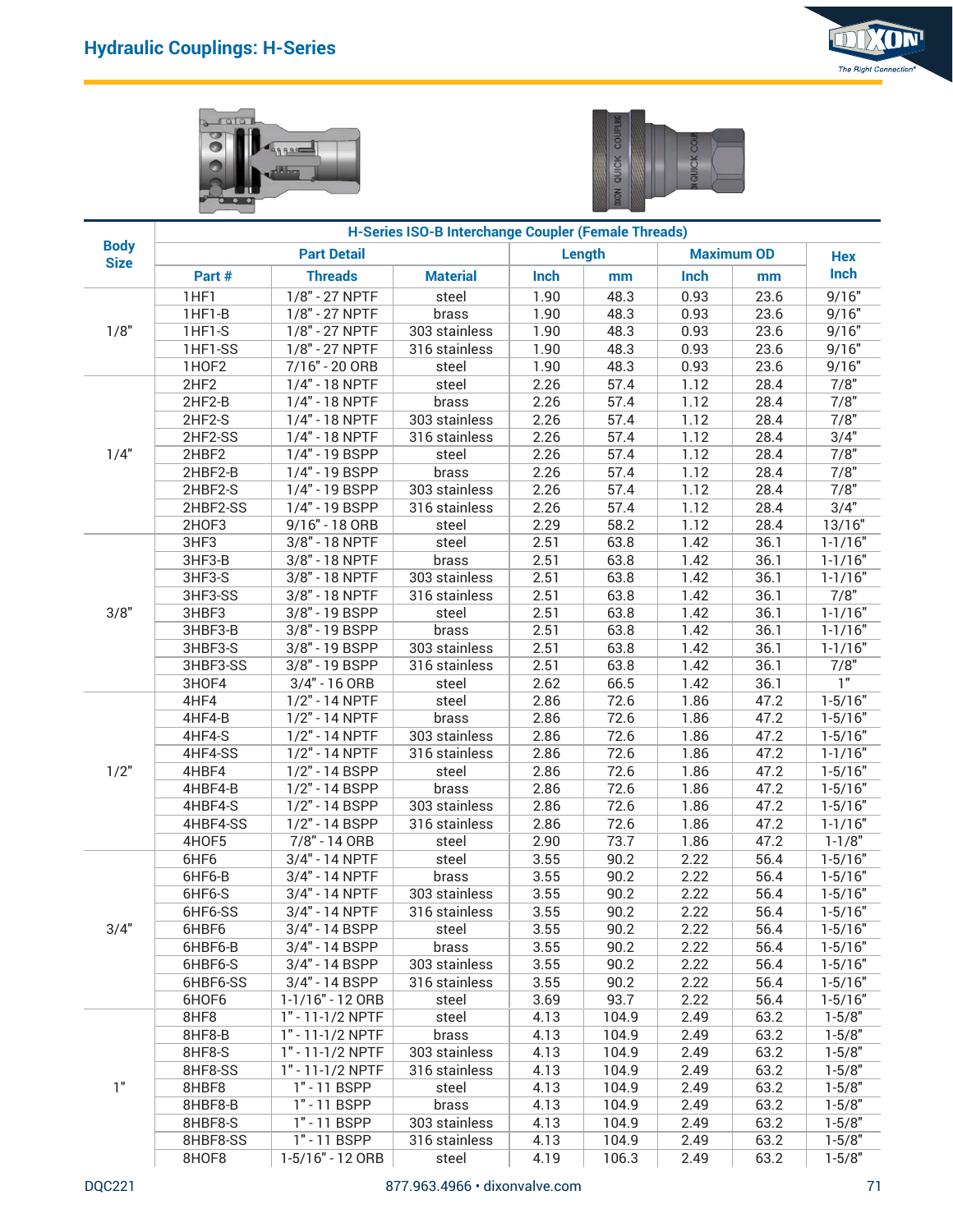# Hydraulic Couplings: H-Series

| Body Size | H-Series ISO-B Interchange Coupler (Female Threads) | | | | | | | |
|---|---|---|---|---|---|---|---|---|
| | Part Detail | | | Length | | Maximum OD | | Hex |
| | Part # | Threads | Material | Inch | mm | Inch | mm | Inch |
| 1/8" | 1HF1 | 1/8" - 27 NPTF | steel | 1.90 | 48.3 | 0.93 | 23.6 | 9/16" |
| | 1HF1-B | 1/8" - 27 NPTF | brass | 1.90 | 48.3 | 0.93 | 23.6 | 9/16" |
| | 1HF1-S | 1/8" - 27 NPTF | 303 stainless | 1.90 | 48.3 | 0.93 | 23.6 | 9/16" |
| | 1HF1-SS | 1/8" - 27 NPTF | 316 stainless | 1.90 | 48.3 | 0.93 | 23.6 | 9/16" |
| | 1HOF2 | 7/16" - 20 ORB | steel | 1.90 | 48.3 | 0.93 | 23.6 | 9/16" |
| 1/4" | 2HF2 | 1/4" - 18 NPTF | steel | 2.26 | 57.4 | 1.12 | 28.4 | 7/8" |
| | 2HF2-B | 1/4" - 18 NPTF | brass | 2.26 | 57.4 | 1.12 | 28.4 | 7/8" |
| | 2HF2-S | 1/4" - 18 NPTF | 303 stainless | 2.26 | 57.4 | 1.12 | 28.4 | 7/8" |
| | 2HF2-SS | 1/4" - 18 NPTF | 316 stainless | 2.26 | 57.4 | 1.12 | 28.4 | 3/4" |
| | 2HBF2 | 1/4" - 19 BSPP | steel | 2.26 | 57.4 | 1.12 | 28.4 | 7/8" |
| | 2HBF2-B | 1/4" - 19 BSPP | brass | 2.26 | 57.4 | 1.12 | 28.4 | 7/8" |
| | 2HBF2-S | 1/4" - 19 BSPP | 303 stainless | 2.26 | 57.4 | 1.12 | 28.4 | 7/8" |
| | 2HBF2-SS | 1/4" - 19 BSPP | 316 stainless | 2.26 | 57.4 | 1.12 | 28.4 | 3/4" |
| | 2HOF3 | 9/16" - 18 ORB | steel | 2.29 | 58.2 | 1.12 | 28.4 | 13/16" |
| 3/8" | 3HF3 | 3/8" - 18 NPTF | steel | 2.51 | 63.8 | 1.42 | 36.1 | 1-1/16" |
| | 3HF3-B | 3/8" - 18 NPTF | brass | 2.51 | 63.8 | 1.42 | 36.1 | 1-1/16" |
| | 3HF3-S | 3/8" - 18 NPTF | 303 stainless | 2.51 | 63.8 | 1.42 | 36.1 | 1-1/16" |
| | 3HF3-SS | 3/8" - 18 NPTF | 316 stainless | 2.51 | 63.8 | 1.42 | 36.1 | 7/8" |
| | 3HBF3 | 3/8" - 19 BSPP | steel | 2.51 | 63.8 | 1.42 | 36.1 | 1-1/16" |
| | 3HBF3-B | 3/8" - 19 BSPP | brass | 2.51 | 63.8 | 1.42 | 36.1 | 1-1/16" |
| | 3HBF3-S | 3/8" - 19 BSPP | 303 stainless | 2.51 | 63.8 | 1.42 | 36.1 | 1-1/16" |
| | 3HBF3-SS | 3/8" - 19 BSPP | 316 stainless | 2.51 | 63.8 | 1.42 | 36.1 | 7/8" |
| | 3HOF4 | 3/4" - 16 ORB | steel | 2.62 | 66.5 | 1.42 | 36.1 | 1" |
| 1/2" | 4HF4 | 1/2" - 14 NPTF | steel | 2.86 | 72.6 | 1.86 | 47.2 | 1-5/16" |
| | 4HF4-B | 1/2" - 14 NPTF | brass | 2.86 | 72.6 | 1.86 | 47.2 | 1-5/16" |
| | 4HF4-S | 1/2" - 14 NPTF | 303 stainless | 2.86 | 72.6 | 1.86 | 47.2 | 1-5/16" |
| | 4HF4-SS | 1/2" - 14 NPTF | 316 stainless | 2.86 | 72.6 | 1.86 | 47.2 | 1-1/16" |
| | 4HBF4 | 1/2" - 14 BSPP | steel | 2.86 | 72.6 | 1.86 | 47.2 | 1-5/16" |
| | 4HBF4-B | 1/2" - 14 BSPP | brass | 2.86 | 72.6 | 1.86 | 47.2 | 1-5/16" |
| | 4HBF4-S | 1/2" - 14 BSPP | 303 stainless | 2.86 | 72.6 | 1.86 | 47.2 | 1-5/16" |
| | 4HBF4-SS | 1/2" - 14 BSPP | 316 stainless | 2.86 | 72.6 | 1.86 | 47.2 | 1-1/16" |
| | 4HOF5 | 7/8" - 14 ORB | steel | 2.90 | 73.7 | 1.86 | 47.2 | 1-1/8" |
| 3/4" | 6HF6 | 3/4" - 14 NPTF | steel | 3.55 | 90.2 | 2.22 | 56.4 | 1-5/16" |
| | 6HF6-B | 3/4" - 14 NPTF | brass | 3.55 | 90.2 | 2.22 | 56.4 | 1-5/16" |
| | 6HF6-S | 3/4" - 14 NPTF | 303 stainless | 3.55 | 90.2 | 2.22 | 56.4 | 1-5/16" |
| | 6HF6-SS | 3/4" - 14 NPTF | 316 stainless | 3.55 | 90.2 | 2.22 | 56.4 | 1-5/16" |
| | 6HBF6 | 3/4" - 14 BSPP | steel | 3.55 | 90.2 | 2.22 | 56.4 | 1-5/16" |
| | 6HBF6-B | 3/4" - 14 BSPP | brass | 3.55 | 90.2 | 2.22 | 56.4 | 1-5/16" |
| | 6HBF6-S | 3/4" - 14 BSPP | 303 stainless | 3.55 | 90.2 | 2.22 | 56.4 | 1-5/16" |
| | 6HBF6-SS | 3/4" - 14 BSPP | 316 stainless | 3.55 | 90.2 | 2.22 | 56.4 | 1-5/16" |
| | 6HOF6 | 1-1/16" - 12 ORB | steel | 3.69 | 93.7 | 2.22 | 56.4 | 1-5/16" |
| 1" | 8HF8 | 1" - 11-1/2 NPTF | steel | 4.13 | 104.9 | 2.49 | 63.2 | 1-5/8" |
| | 8HF8-B | 1" - 11-1/2 NPTF | brass | 4.13 | 104.9 | 2.49 | 63.2 | 1-5/8" |
| | 8HF8-S | 1" - 11-1/2 NPTF | 303 stainless | 4.13 | 104.9 | 2.49 | 63.2 | 1-5/8" |
| | 8HF8-SS | 1" - 11-1/2 NPTF | 316 stainless | 4.13 | 104.9 | 2.49 | 63.2 | 1-5/8" |
| | 8HBF8 | 1" - 11 BSPP | steel | 4.13 | 104.9 | 2.49 | 63.2 | 1-5/8" |
| | 8HBF8-B | 1" - 11 BSPP | brass | 4.13 | 104.9 | 2.49 | 63.2 | 1-5/8" |
| | 8HBF8-S | 1" - 11 BSPP | 303 stainless | 4.13 | 104.9 | 2.49 | 63.2 | 1-5/8" |
| | 8HBF8-SS | 1" - 11 BSPP | 316 stainless | 4.13 | 104.9 | 2.49 | 63.2 | 1-5/8" |
| | 8HOF8 | 1-5/16" - 12 ORB | steel | 4.19 | 106.3 | 2.49 | 63.2 | 1-5/8" |

DQC221 877.963.4966 • dixonvalve.com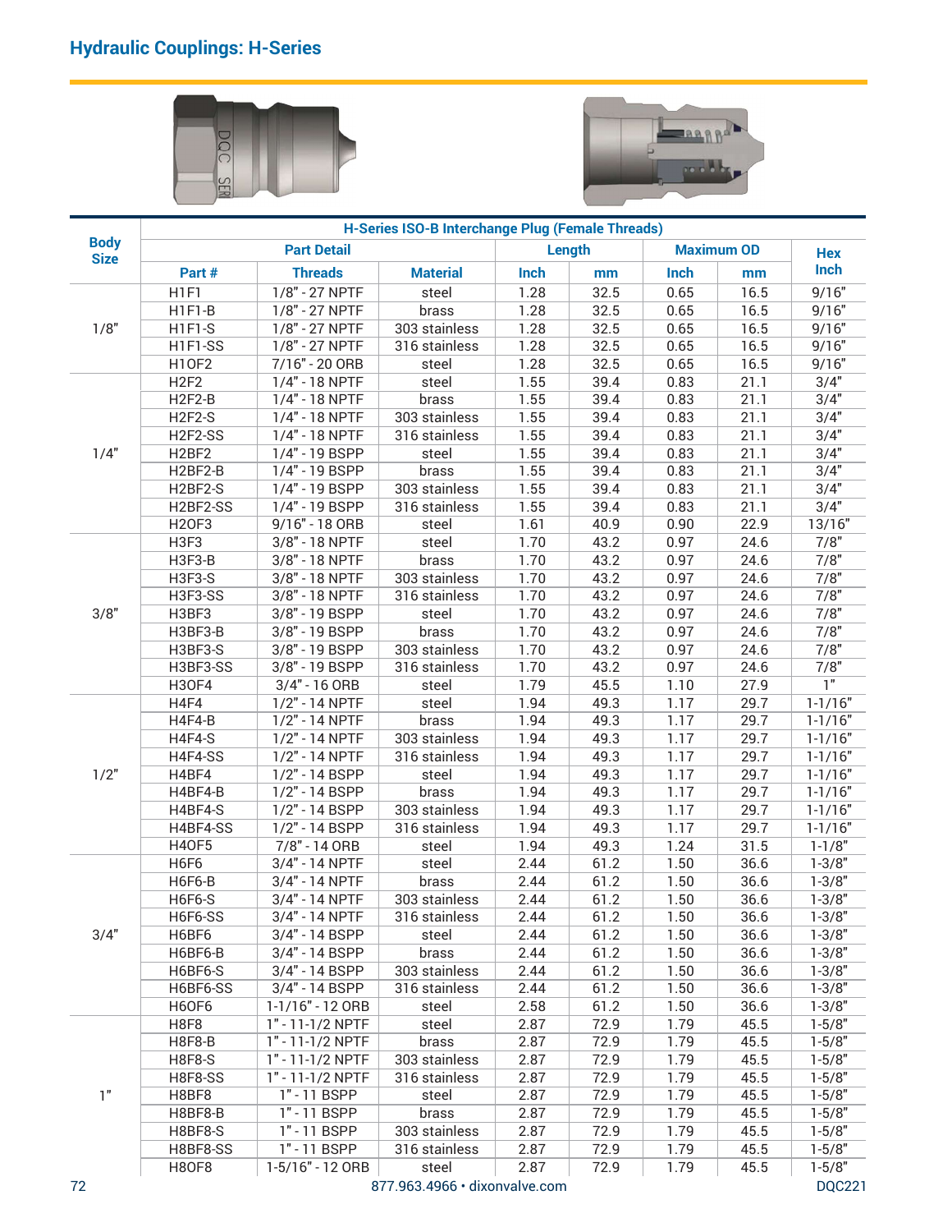## Hydraulic Couplings: H-Series

| Body Size | H-Series ISO-B Interchange Plug (Female Threads) | | | | | | | |
|---|---|---|---|---|---|---|---|---|
| | Part Detail | | | Length | | Maximum OD | | Hex |
| | Part # | Threads | Material | Inch | mm | Inch | mm | Inch |
| 1/8" | H1F1 | 1/8" - 27 NPTF | steel | 1.28 | 32.5 | 0.65 | 16.5 | 9/16" |
| | H1F1-B | 1/8" - 27 NPTF | brass | 1.28 | 32.5 | 0.65 | 16.5 | 9/16" |
| | H1F1-S | 1/8" - 27 NPTF | 303 stainless | 1.28 | 32.5 | 0.65 | 16.5 | 9/16" |
| | H1F1-SS | 1/8" - 27 NPTF | 316 stainless | 1.28 | 32.5 | 0.65 | 16.5 | 9/16" |
| | H1OF2 | 7/16" - 20 ORB | steel | 1.28 | 32.5 | 0.65 | 16.5 | 9/16" |
| 1/4" | H2F2 | 1/4" - 18 NPTF | steel | 1.55 | 39.4 | 0.83 | 21.1 | 3/4" |
| | H2F2-B | 1/4" - 18 NPTF | brass | 1.55 | 39.4 | 0.83 | 21.1 | 3/4" |
| | H2F2-S | 1/4" - 18 NPTF | 303 stainless | 1.55 | 39.4 | 0.83 | 21.1 | 3/4" |
| | H2F2-SS | 1/4" - 18 NPTF | 316 stainless | 1.55 | 39.4 | 0.83 | 21.1 | 3/4" |
| | H2BF2 | 1/4" - 19 BSPP | steel | 1.55 | 39.4 | 0.83 | 21.1 | 3/4" |
| | H2BF2-B | 1/4" - 19 BSPP | brass | 1.55 | 39.4 | 0.83 | 21.1 | 3/4" |
| | H2BF2-S | 1/4" - 19 BSPP | 303 stainless | 1.55 | 39.4 | 0.83 | 21.1 | 3/4" |
| | H2BF2-SS | 1/4" - 19 BSPP | 316 stainless | 1.55 | 39.4 | 0.83 | 21.1 | 3/4" |
| | H2OF3 | 9/16" - 18 ORB | steel | 1.61 | 40.9 | 0.90 | 22.9 | 13/16" |
| 3/8" | H3F3 | 3/8" - 18 NPTF | steel | 1.70 | 43.2 | 0.97 | 24.6 | 7/8" |
| | H3F3-B | 3/8" - 18 NPTF | brass | 1.70 | 43.2 | 0.97 | 24.6 | 7/8" |
| | H3F3-S | 3/8" - 18 NPTF | 303 stainless | 1.70 | 43.2 | 0.97 | 24.6 | 7/8" |
| | H3F3-SS | 3/8" - 18 NPTF | 316 stainless | 1.70 | 43.2 | 0.97 | 24.6 | 7/8" |
| | H3BF3 | 3/8" - 19 BSPP | steel | 1.70 | 43.2 | 0.97 | 24.6 | 7/8" |
| | H3BF3-B | 3/8" - 19 BSPP | brass | 1.70 | 43.2 | 0.97 | 24.6 | 7/8" |
| | H3BF3-S | 3/8" - 19 BSPP | 303 stainless | 1.70 | 43.2 | 0.97 | 24.6 | 7/8" |
| | H3BF3-SS | 3/8" - 19 BSPP | 316 stainless | 1.70 | 43.2 | 0.97 | 24.6 | 7/8" |
| | H3OF4 | 3/4" - 16 ORB | steel | 1.79 | 45.5 | 1.10 | 27.9 | 1" |
| 1/2" | H4F4 | 1/2" - 14 NPTF | steel | 1.94 | 49.3 | 1.17 | 29.7 | 1-1/16" |
| | H4F4-B | 1/2" - 14 NPTF | brass | 1.94 | 49.3 | 1.17 | 29.7 | 1-1/16" |
| | H4F4-S | 1/2" - 14 NPTF | 303 stainless | 1.94 | 49.3 | 1.17 | 29.7 | 1-1/16" |
| | H4F4-SS | 1/2" - 14 NPTF | 316 stainless | 1.94 | 49.3 | 1.17 | 29.7 | 1-1/16" |
| | H4BF4 | 1/2" - 14 BSPP | steel | 1.94 | 49.3 | 1.17 | 29.7 | 1-1/16" |
| | H4BF4-B | 1/2" - 14 BSPP | brass | 1.94 | 49.3 | 1.17 | 29.7 | 1-1/16" |
| | H4BF4-S | 1/2" - 14 BSPP | 303 stainless | 1.94 | 49.3 | 1.17 | 29.7 | 1-1/16" |
| | H4BF4-SS | 1/2" - 14 BSPP | 316 stainless | 1.94 | 49.3 | 1.17 | 29.7 | 1-1/16" |
| | H4OF5 | 7/8" - 14 ORB | steel | 1.94 | 49.3 | 1.24 | 31.5 | 1-1/8" |
| 3/4" | H6F6 | 3/4" - 14 NPTF | steel | 2.44 | 61.2 | 1.50 | 36.6 | 1-3/8" |
| | H6F6-B | 3/4" - 14 NPTF | brass | 2.44 | 61.2 | 1.50 | 36.6 | 1-3/8" |
| | H6F6-S | 3/4" - 14 NPTF | 303 stainless | 2.44 | 61.2 | 1.50 | 36.6 | 1-3/8" |
| | H6F6-SS | 3/4" - 14 NPTF | 316 stainless | 2.44 | 61.2 | 1.50 | 36.6 | 1-3/8" |
| | H6BF6 | 3/4" - 14 BSPP | steel | 2.44 | 61.2 | 1.50 | 36.6 | 1-3/8" |
| | H6BF6-B | 3/4" - 14 BSPP | brass | 2.44 | 61.2 | 1.50 | 36.6 | 1-3/8" |
| | H6BF6-S | 3/4" - 14 BSPP | 303 stainless | 2.44 | 61.2 | 1.50 | 36.6 | 1-3/8" |
| | H6BF6-SS | 3/4" - 14 BSPP | 316 stainless | 2.44 | 61.2 | 1.50 | 36.6 | 1-3/8" |
| | H6OF6 | 1-1/16" - 12 ORB | steel | 2.58 | 61.2 | 1.50 | 36.6 | 1-3/8" |
| 1" | H8F8 | 1" - 11-1/2 NPTF | steel | 2.87 | 72.9 | 1.79 | 45.5 | 1-5/8" |
| | H8F8-B | 1" - 11-1/2 NPTF | brass | 2.87 | 72.9 | 1.79 | 45.5 | 1-5/8" |
| | H8F8-S | 1" - 11-1/2 NPTF | 303 stainless | 2.87 | 72.9 | 1.79 | 45.5 | 1-5/8" |
| | H8F8-SS | 1" - 11-1/2 NPTF | 316 stainless | 2.87 | 72.9 | 1.79 | 45.5 | 1-5/8" |
| | H8BF8 | 1" - 11 BSPP | steel | 2.87 | 72.9 | 1.79 | 45.5 | 1-5/8" |
| | H8BF8-B | 1" - 11 BSPP | brass | 2.87 | 72.9 | 1.79 | 45.5 | 1-5/8" |
| | H8BF8-S | 1" - 11 BSPP | 303 stainless | 2.87 | 72.9 | 1.79 | 45.5 | 1-5/8" |
| | H8BF8-SS | 1" - 11 BSPP | 316 stainless | 2.87 | 72.9 | 1.79 | 45.5 | 1-5/8" |
| | H8OF8 | 1-5/16" - 12 ORB | steel | 2.87 | 72.9 | 1.79 | 45.5 | 1-5/8" |

877.963.4966 • dixonvalve.com

DQC221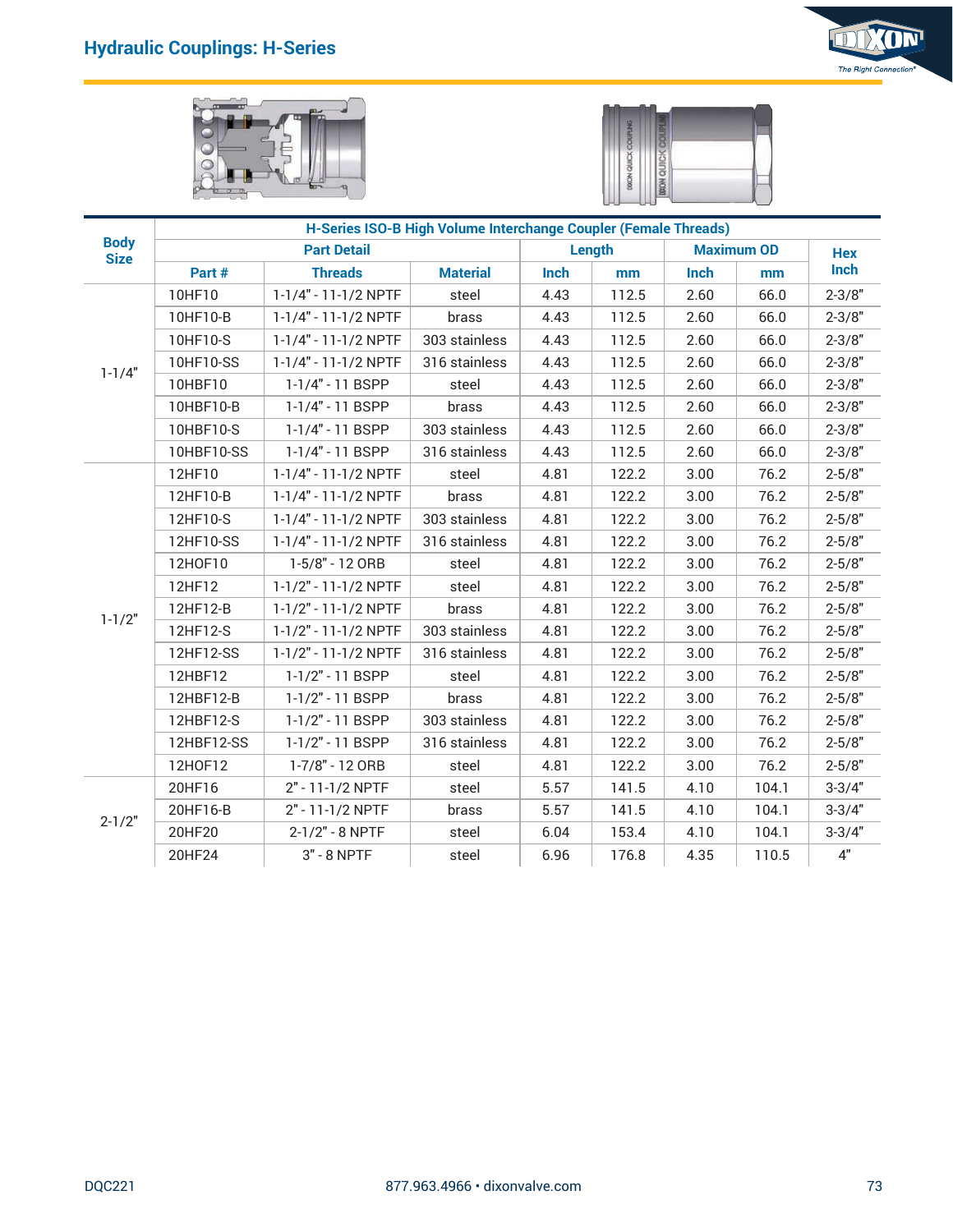## Hydraulic Couplings: H-Series

| Body Size | H-Series ISO-B High Volume Interchange Coupler (Female Threads) | | | | | | | |
|---|---|---|---|---|---|---|---|---|
| | Part Detail | | | Length | | Maximum OD | | Hex Inch |
| | Part # | Threads | Material | Inch | mm | Inch | mm | |
| 1-1/4" | 10HF10 | 1-1/4" - 11-1/2 NPTF | steel | 4.43 | 112.5 | 2.60 | 66.0 | 2-3/8" |
| | 10HF10-B | 1-1/4" - 11-1/2 NPTF | brass | 4.43 | 112.5 | 2.60 | 66.0 | 2-3/8" |
| | 10HF10-S | 1-1/4" - 11-1/2 NPTF | 303 stainless | 4.43 | 112.5 | 2.60 | 66.0 | 2-3/8" |
| | 10HF10-SS | 1-1/4" - 11-1/2 NPTF | 316 stainless | 4.43 | 112.5 | 2.60 | 66.0 | 2-3/8" |
| | 10HBF10 | 1-1/4" - 11 BSPP | steel | 4.43 | 112.5 | 2.60 | 66.0 | 2-3/8" |
| | 10HBF10-B | 1-1/4" - 11 BSPP | brass | 4.43 | 112.5 | 2.60 | 66.0 | 2-3/8" |
| | 10HBF10-S | 1-1/4" - 11 BSPP | 303 stainless | 4.43 | 112.5 | 2.60 | 66.0 | 2-3/8" |
| | 10HBF10-SS | 1-1/4" - 11 BSPP | 316 stainless | 4.43 | 112.5 | 2.60 | 66.0 | 2-3/8" |
| 1-1/2" | 12HF10 | 1-1/4" - 11-1/2 NPTF | steel | 4.81 | 122.2 | 3.00 | 76.2 | 2-5/8" |
| | 12HF10-B | 1-1/4" - 11-1/2 NPTF | brass | 4.81 | 122.2 | 3.00 | 76.2 | 2-5/8" |
| | 12HF10-S | 1-1/4" - 11-1/2 NPTF | 303 stainless | 4.81 | 122.2 | 3.00 | 76.2 | 2-5/8" |
| | 12HF10-SS | 1-1/4" - 11-1/2 NPTF | 316 stainless | 4.81 | 122.2 | 3.00 | 76.2 | 2-5/8" |
| | 12HOF10 | 1-5/8" - 12 ORB | steel | 4.81 | 122.2 | 3.00 | 76.2 | 2-5/8" |
| | 12HF12 | 1-1/2" - 11-1/2 NPTF | steel | 4.81 | 122.2 | 3.00 | 76.2 | 2-5/8" |
| | 12HF12-B | 1-1/2" - 11-1/2 NPTF | brass | 4.81 | 122.2 | 3.00 | 76.2 | 2-5/8" |
| | 12HF12-S | 1-1/2" - 11-1/2 NPTF | 303 stainless | 4.81 | 122.2 | 3.00 | 76.2 | 2-5/8" |
| | 12HF12-SS | 1-1/2" - 11-1/2 NPTF | 316 stainless | 4.81 | 122.2 | 3.00 | 76.2 | 2-5/8" |
| | 12HBF12 | 1-1/2" - 11 BSPP | steel | 4.81 | 122.2 | 3.00 | 76.2 | 2-5/8" |
| | 12HBF12-B | 1-1/2" - 11 BSPP | brass | 4.81 | 122.2 | 3.00 | 76.2 | 2-5/8" |
| | 12HBF12-S | 1-1/2" - 11 BSPP | 303 stainless | 4.81 | 122.2 | 3.00 | 76.2 | 2-5/8" |
| | 12HBF12-SS | 1-1/2" - 11 BSPP | 316 stainless | 4.81 | 122.2 | 3.00 | 76.2 | 2-5/8" |
| | 12HOF12 | 1-7/8" - 12 ORB | steel | 4.81 | 122.2 | 3.00 | 76.2 | 2-5/8" |
| 2-1/2" | 20HF16 | 2" - 11-1/2 NPTF | steel | 5.57 | 141.5 | 4.10 | 104.1 | 3-3/4" |
| | 20HF16-B | 2" - 11-1/2 NPTF | brass | 5.57 | 141.5 | 4.10 | 104.1 | 3-3/4" |
| | 20HF20 | 2-1/2" - 8 NPTF | steel | 6.04 | 153.4 | 4.10 | 104.1 | 3-3/4" |
| | 20HF24 | 3" - 8 NPTF | steel | 6.96 | 176.8 | 4.35 | 110.5 | 4" |

DQC221 877.963.4966 • dixonvalve.com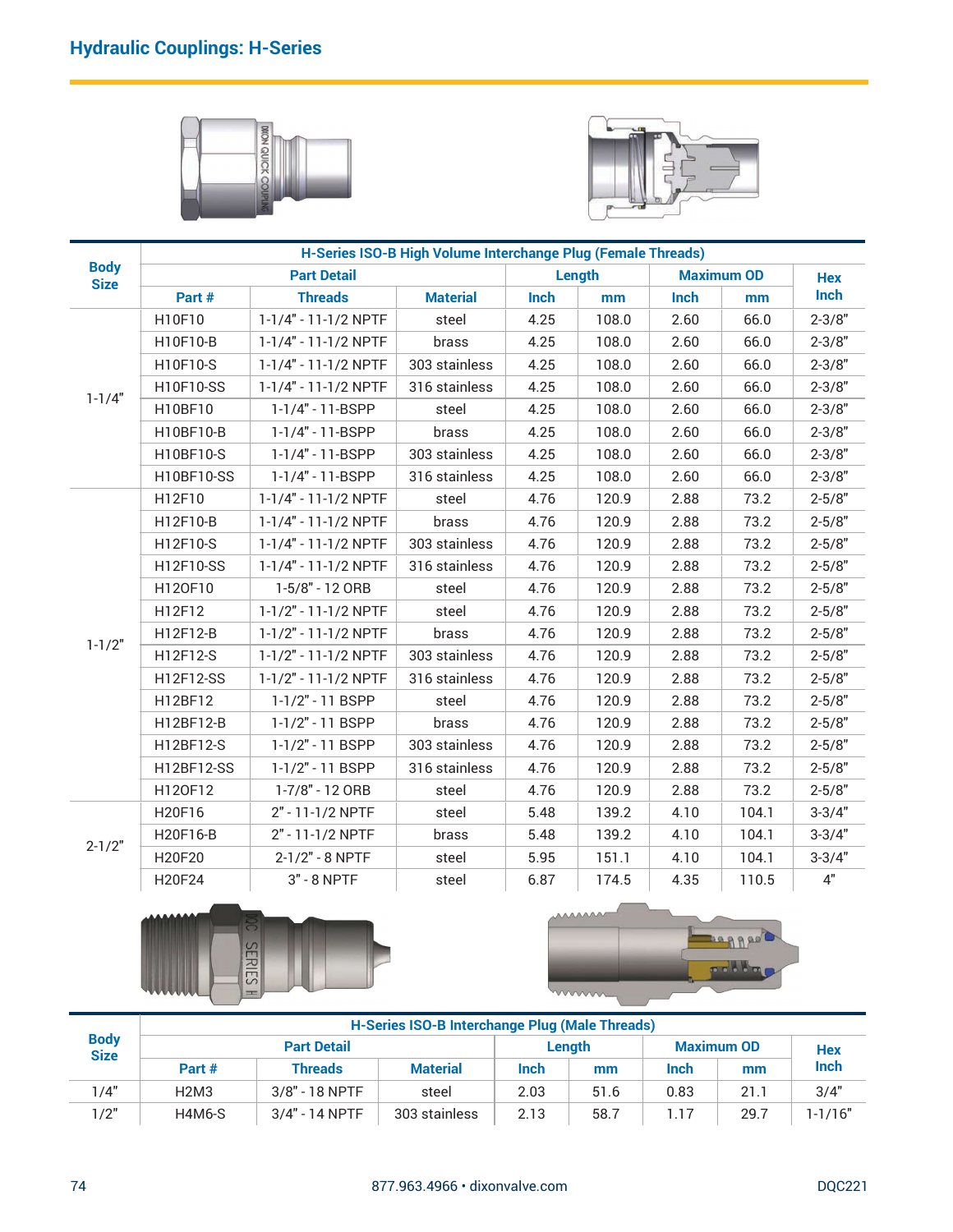## Hydraulic Couplings: H-Series

| Body Size | H-Series ISO-B High Volume Interchange Plug (Female Threads) | | | | | | | Hex |
|---|---|---|---|---|---|---|---|---|
| | Part Detail | | | Length | | Maximum OD | | |
| | Part # | Threads | Material | Inch | mm | Inch | mm | Inch |
| 1-1/4" | H10F10 | 1-1/4" - 11-1/2 NPTF | steel | 4.25 | 108.0 | 2.60 | 66.0 | 2-3/8" |
| | H10F10-B | 1-1/4" - 11-1/2 NPTF | brass | 4.25 | 108.0 | 2.60 | 66.0 | 2-3/8" |
| | H10F10-S | 1-1/4" - 11-1/2 NPTF | 303 stainless | 4.25 | 108.0 | 2.60 | 66.0 | 2-3/8" |
| | H10F10-SS | 1-1/4" - 11-1/2 NPTF | 316 stainless | 4.25 | 108.0 | 2.60 | 66.0 | 2-3/8" |
| | H10BF10 | 1-1/4" - 11-BSPP | steel | 4.25 | 108.0 | 2.60 | 66.0 | 2-3/8" |
| | H10BF10-B | 1-1/4" - 11-BSPP | brass | 4.25 | 108.0 | 2.60 | 66.0 | 2-3/8" |
| | H10BF10-S | 1-1/4" - 11-BSPP | 303 stainless | 4.25 | 108.0 | 2.60 | 66.0 | 2-3/8" |
| | H10BF10-SS | 1-1/4" - 11-BSPP | 316 stainless | 4.25 | 108.0 | 2.60 | 66.0 | 2-3/8" |
| 1-1/2" | H12F10 | 1-1/4" - 11-1/2 NPTF | steel | 4.76 | 120.9 | 2.88 | 73.2 | 2-5/8" |
| | H12F10-B | 1-1/4" - 11-1/2 NPTF | brass | 4.76 | 120.9 | 2.88 | 73.2 | 2-5/8" |
| | H12F10-S | 1-1/4" - 11-1/2 NPTF | 303 stainless | 4.76 | 120.9 | 2.88 | 73.2 | 2-5/8" |
| | H12F10-SS | 1-1/4" - 11-1/2 NPTF | 316 stainless | 4.76 | 120.9 | 2.88 | 73.2 | 2-5/8" |
| | H12OF10 | 1-5/8" - 12 ORB | steel | 4.76 | 120.9 | 2.88 | 73.2 | 2-5/8" |
| | H12F12 | 1-1/2" - 11-1/2 NPTF | steel | 4.76 | 120.9 | 2.88 | 73.2 | 2-5/8" |
| | H12F12-B | 1-1/2" - 11-1/2 NPTF | brass | 4.76 | 120.9 | 2.88 | 73.2 | 2-5/8" |
| | H12F12-S | 1-1/2" - 11-1/2 NPTF | 303 stainless | 4.76 | 120.9 | 2.88 | 73.2 | 2-5/8" |
| | H12F12-SS | 1-1/2" - 11-1/2 NPTF | 316 stainless | 4.76 | 120.9 | 2.88 | 73.2 | 2-5/8" |
| | H12BF12 | 1-1/2" - 11 BSPP | steel | 4.76 | 120.9 | 2.88 | 73.2 | 2-5/8" |
| | H12BF12-B | 1-1/2" - 11 BSPP | brass | 4.76 | 120.9 | 2.88 | 73.2 | 2-5/8" |
| | H12BF12-S | 1-1/2" - 11 BSPP | 303 stainless | 4.76 | 120.9 | 2.88 | 73.2 | 2-5/8" |
| | H12BF12-SS | 1-1/2" - 11 BSPP | 316 stainless | 4.76 | 120.9 | 2.88 | 73.2 | 2-5/8" |
| | H12OF12 | 1-7/8" - 12 ORB | steel | 4.76 | 120.9 | 2.88 | 73.2 | 2-5/8" |
| 2-1/2" | H20F16 | 2" - 11-1/2 NPTF | steel | 5.48 | 139.2 | 4.10 | 104.1 | 3-3/4" |
| | H20F16-B | 2" - 11-1/2 NPTF | brass | 5.48 | 139.2 | 4.10 | 104.1 | 3-3/4" |
| | H20F20 | 2-1/2" - 8 NPTF | steel | 5.95 | 151.1 | 4.10 | 104.1 | 3-3/4" |
| | H20F24 | 3" - 8 NPTF | steel | 6.87 | 174.5 | 4.35 | 110.5 | 4" |

| Body Size | H-Series ISO-B Interchange Plug (Male Threads) | | | | | | | Hex |
|---|---|---|---|---|---|---|---|---|
| | Part Detail | | | Length | | Maximum OD | | |
| | Part # | Threads | Material | Inch | mm | Inch | mm | Inch |
| 1/4" | H2M3 | 3/8" - 18 NPTF | steel | 2.03 | 51.6 | 0.83 | 21.1 | 3/4" |
| 1/2" | H4M6-S | 3/4" - 14 NPTF | 303 stainless | 2.13 | 58.7 | 1.17 | 29.7 | 1-1/16" |

877.963.4966 • dixonvalve.com

DQC221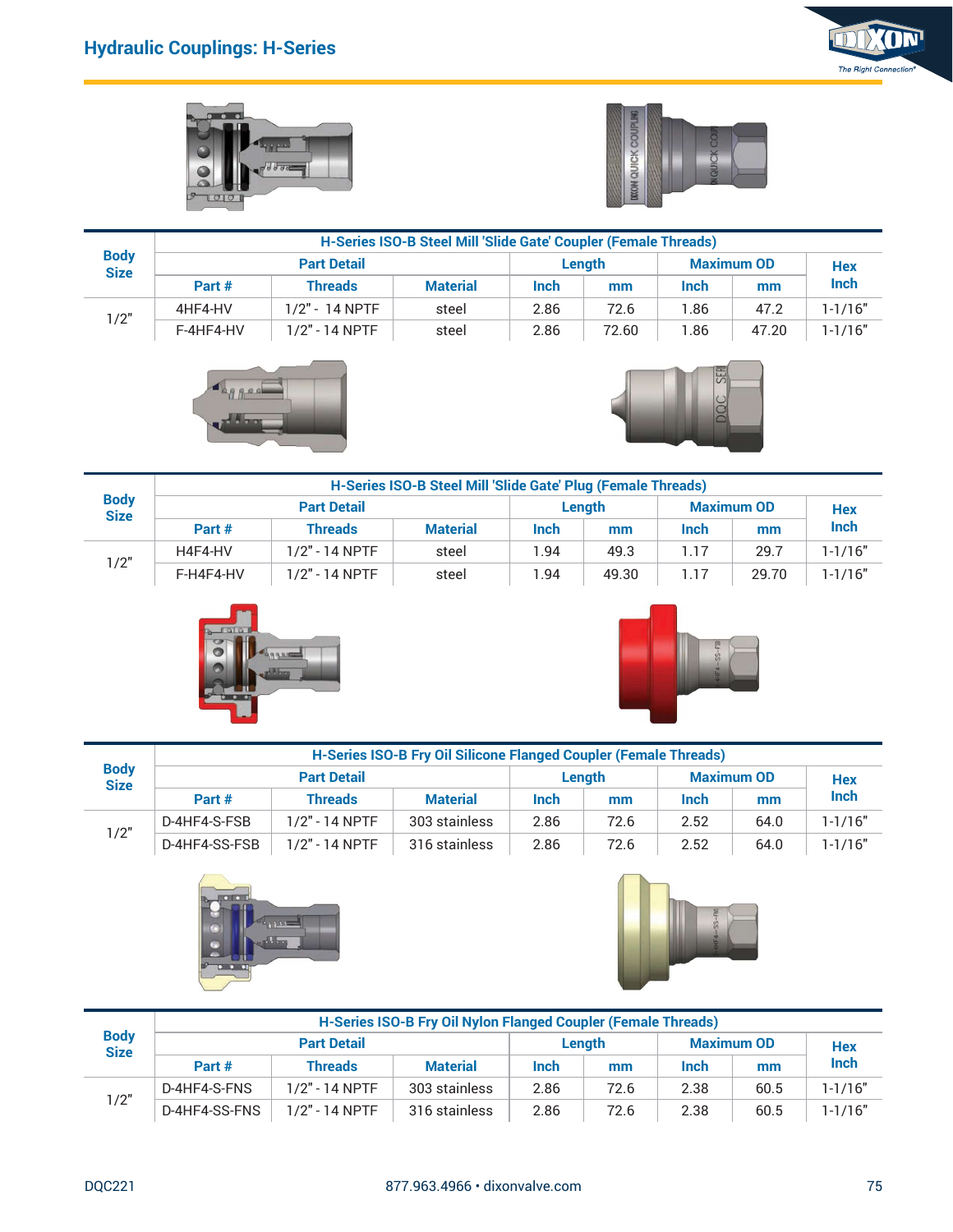# Hydraulic Couplings: H-Series

| Body Size | H-Series ISO-B Steel Mill 'Slide Gate' Coupler (Female Threads) | | | | | | | |
|---|---|---|---|---|---|---|---|---|
| | Part Detail | | | Length | | Maximum OD | | Hex Inch |
| | Part # | Threads | Material | Inch | mm | Inch | mm | |
| 1/2" | 4HF4-HV | 1/2" - 14 NPTF | steel | 2.86 | 72.6 | 1.86 | 47.2 | 1-1/16" |
| | F-4HF4-HV | 1/2" - 14 NPTF | steel | 2.86 | 72.60 | 1.86 | 47.20 | 1-1/16" |

| Body Size | H-Series ISO-B Steel Mill 'Slide Gate' Plug (Female Threads) | | | | | | | |
|---|---|---|---|---|---|---|---|---|
| | Part Detail | | | Length | | Maximum OD | | Hex Inch |
| | Part # | Threads | Material | Inch | mm | Inch | mm | |
| 1/2" | H4F4-HV | 1/2" - 14 NPTF | steel | 1.94 | 49.3 | 1.17 | 29.7 | 1-1/16" |
| | F-H4F4-HV | 1/2" - 14 NPTF | steel | 1.94 | 49.30 | 1.17 | 29.70 | 1-1/16" |

| Body Size | H-Series ISO-B Fry Oil Silicone Flanged Coupler (Female Threads) | | | | | | | |
|---|---|---|---|---|---|---|---|---|
| | Part Detail | | | Length | | Maximum OD | | Hex Inch |
| | Part # | Threads | Material | Inch | mm | Inch | mm | |
| 1/2" | D-4HF4-S-FSB | 1/2" - 14 NPTF | 303 stainless | 2.86 | 72.6 | 2.52 | 64.0 | 1-1/16" |
| | D-4HF4-SS-FSB | 1/2" - 14 NPTF | 316 stainless | 2.86 | 72.6 | 2.52 | 64.0 | 1-1/16" |

| Body Size | H-Series ISO-B Fry Oil Nylon Flanged Coupler (Female Threads) | | | | | | | |
|---|---|---|---|---|---|---|---|---|
| | Part Detail | | | Length | | Maximum OD | | Hex Inch |
| | Part # | Threads | Material | Inch | mm | Inch | mm | |
| 1/2" | D-4HF4-S-FNS | 1/2" - 14 NPTF | 303 stainless | 2.86 | 72.6 | 2.38 | 60.5 | 1-1/16" |
| | D-4HF4-SS-FNS | 1/2" - 14 NPTF | 316 stainless | 2.86 | 72.6 | 2.38 | 60.5 | 1-1/16" |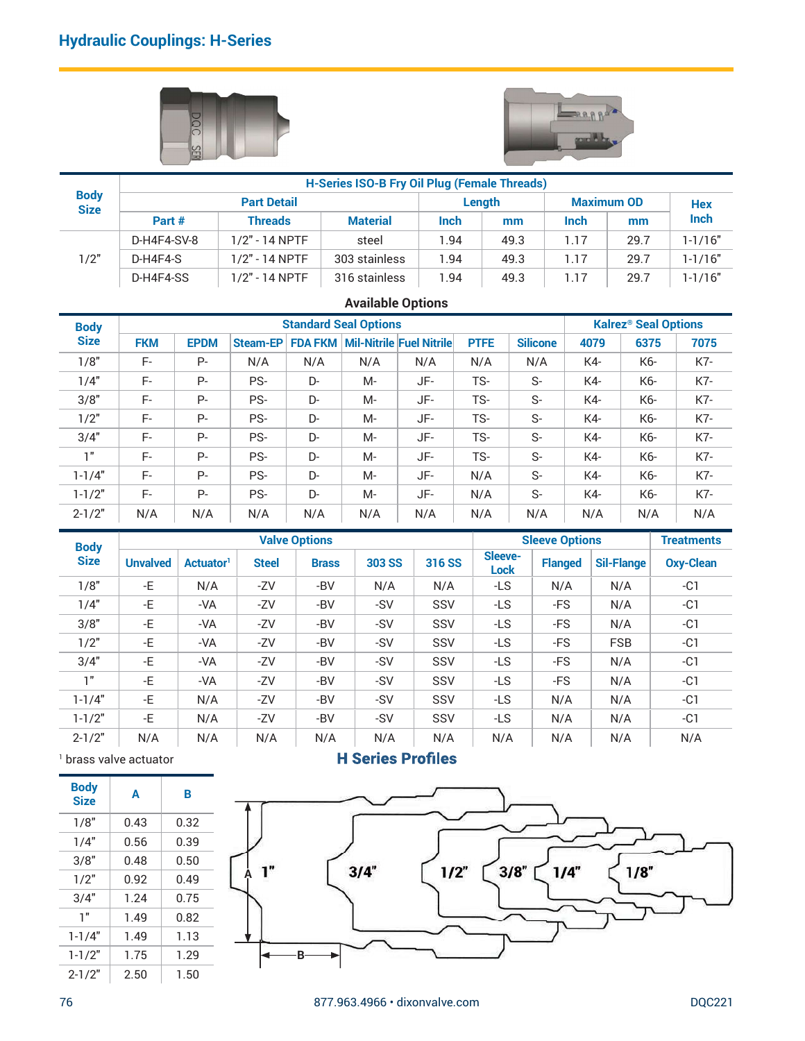## Hydraulic Couplings: H-Series

| Body Size | H-Series ISO-B Fry Oil Plug (Female Threads) | | | | | | | |
|---|---|---|---|---|---|---|---|---|
| | Part Detail | | | Length | | Maximum OD | | Hex |
| | Part # | Threads | Material | Inch | mm | Inch | mm | Inch |
| 1/2" | D-H4F4-SV-8 | 1/2" - 14 NPTF | steel | 1.94 | 49.3 | 1.17 | 29.7 | 1-1/16" |
| | D-H4F4-S | 1/2" - 14 NPTF | 303 stainless | 1.94 | 49.3 | 1.17 | 29.7 | 1-1/16" |
| | D-H4F4-SS | 1/2" - 14 NPTF | 316 stainless | 1.94 | 49.3 | 1.17 | 29.7 | 1-1/16" |

### Available Options

| Body Size | Standard Seal Options | | | | | | | | Kalrez® Seal Options | | |
|---|---|---|---|---|---|---|---|---|---|---|---|
| | FKM | EPDM | Steam-EP | FDA FKM | Mil-Nitrile | Fuel Nitrile | PTFE | Silicone | 4079 | 6375 | 7075 |
| 1/8" | F- | P- | N/A | N/A | N/A | N/A | N/A | N/A | K4- | K6- | K7- |
| 1/4" | F- | P- | PS- | D- | M- | JF- | TS- | S- | K4- | K6- | K7- |
| 3/8" | F- | P- | PS- | D- | M- | JF- | TS- | S- | K4- | K6- | K7- |
| 1/2" | F- | P- | PS- | D- | M- | JF- | TS- | S- | K4- | K6- | K7- |
| 3/4" | F- | P- | PS- | D- | M- | JF- | TS- | S- | K4- | K6- | K7- |
| 1" | F- | P- | PS- | D- | M- | JF- | TS- | S- | K4- | K6- | K7- |
| 1-1/4" | F- | P- | PS- | D- | M- | JF- | N/A | S- | K4- | K6- | K7- |
| 1-1/2" | F- | P- | PS- | D- | M- | JF- | N/A | S- | K4- | K6- | K7- |
| 2-1/2" | N/A | N/A | N/A | N/A | N/A | N/A | N/A | N/A | N/A | N/A | N/A |

| Body Size | Valve Options | | | | | | Sleeve Options | | | Treatments |
|---|---|---|---|---|---|---|---|---|---|---|
| | Unvalved | Actuator[1] | Steel | Brass | 303 SS | 316 SS | Sleeve-Lock | Flanged | Sil-Flange | Oxy-Clean |
| 1/8" | -E | N/A | -ZV | -BV | N/A | N/A | -LS | N/A | N/A | -C1 |
| 1/4" | -E | -VA | -ZV | -BV | -SV | SSV | -LS | -FS | N/A | -C1 |
| 3/8" | -E | -VA | -ZV | -BV | -SV | SSV | -LS | -FS | N/A | -C1 |
| 1/2" | -E | -VA | -ZV | -BV | -SV | SSV | -LS | -FS | FSB | -C1 |
| 3/4" | -E | -VA | -ZV | -BV | -SV | SSV | -LS | -FS | N/A | -C1 |
| 1" | -E | -VA | -ZV | -BV | -SV | SSV | -LS | -FS | N/A | -C1 |
| 1-1/4" | -E | N/A | -ZV | -BV | -SV | SSV | -LS | N/A | N/A | -C1 |
| 1-1/2" | -E | N/A | -ZV | -BV | -SV | SSV | -LS | N/A | N/A | -C1 |
| 2-1/2" | N/A | N/A | N/A | N/A | N/A | N/A | N/A | N/A | N/A | N/A |

[1] brass valve actuator

### H Series Profiles

| Body Size | A | B |
|---|---|---|
| 1/8" | 0.43 | 0.32 |
| 1/4" | 0.56 | 0.39 |
| 3/8" | 0.48 | 0.50 |
| 1/2" | 0.92 | 0.49 |
| 3/4" | 1.24 | 0.75 |
| 1" | 1.49 | 0.82 |
| 1-1/4" | 1.49 | 1.13 |
| 1-1/2" | 1.75 | 1.29 |
| 2-1/2" | 2.50 | 1.50 |

877.963.4966 • dixonvalve.com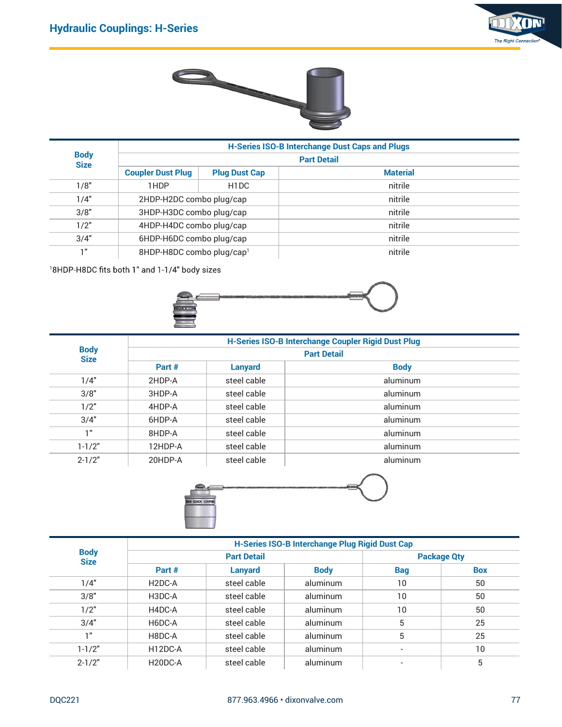## Hydraulic Couplings: H-Series

| Body Size | H-Series ISO-B Interchange Dust Caps and Plugs | | |
|---|---|---|---|
| | Part Detail | | |
| | Coupler Dust Plug | Plug Dust Cap | Material |
| 1/8" | 1HDP | H1DC | nitrile |
| 1/4" | 2HDP-H2DC combo plug/cap | | nitrile |
| 3/8" | 3HDP-H3DC combo plug/cap | | nitrile |
| 1/2" | 4HDP-H4DC combo plug/cap | | nitrile |
| 3/4" | 6HDP-H6DC combo plug/cap | | nitrile |
| 1" | 8HDP-H8DC combo plug/cap[1] | | nitrile |

[1]8HDP-H8DC fits both 1" and 1-1/4" body sizes

| Body Size | H-Series ISO-B Interchange Coupler Rigid Dust Plug | | |
|---|---|---|---|
| | Part Detail | | |
| | Part # | Lanyard | Body |
| 1/4" | 2HDP-A | steel cable | aluminum |
| 3/8" | 3HDP-A | steel cable | aluminum |
| 1/2" | 4HDP-A | steel cable | aluminum |
| 3/4" | 6HDP-A | steel cable | aluminum |
| 1" | 8HDP-A | steel cable | aluminum |
| 1-1/2" | 12HDP-A | steel cable | aluminum |
| 2-1/2" | 20HDP-A | steel cable | aluminum |

| Body Size | H-Series ISO-B Interchange Plug Rigid Dust Cap | | | | |
|---|---|---|---|---|---|
| | Part Detail | | | Package Qty | |
| | Part # | Lanyard | Body | Bag | Box |
| 1/4" | H2DC-A | steel cable | aluminum | 10 | 50 |
| 3/8" | H3DC-A | steel cable | aluminum | 10 | 50 |
| 1/2" | H4DC-A | steel cable | aluminum | 10 | 50 |
| 3/4" | H6DC-A | steel cable | aluminum | 5 | 25 |
| 1" | H8DC-A | steel cable | aluminum | 5 | 25 |
| 1-1/2" | H12DC-A | steel cable | aluminum | - | 10 |
| 2-1/2" | H20DC-A | steel cable | aluminum | - | 5 |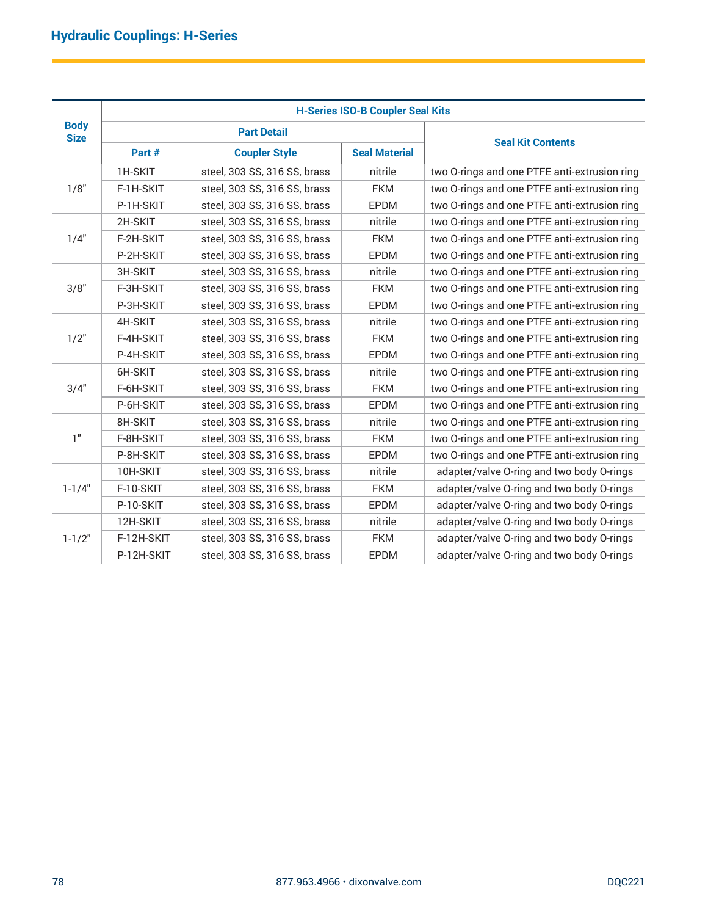## Hydraulic Couplings: H-Series

| Body Size | H-Series ISO-B Coupler Seal Kits | | | |
|---|---|---|---|---|
| | Part Detail | | | Seal Kit Contents |
| | Part # | Coupler Style | Seal Material | |
| 1/8" | 1H-SKIT | steel, 303 SS, 316 SS, brass | nitrile | two O-rings and one PTFE anti-extrusion ring |
| | F-1H-SKIT | steel, 303 SS, 316 SS, brass | FKM | two O-rings and one PTFE anti-extrusion ring |
| | P-1H-SKIT | steel, 303 SS, 316 SS, brass | EPDM | two O-rings and one PTFE anti-extrusion ring |
| 1/4" | 2H-SKIT | steel, 303 SS, 316 SS, brass | nitrile | two O-rings and one PTFE anti-extrusion ring |
| | F-2H-SKIT | steel, 303 SS, 316 SS, brass | FKM | two O-rings and one PTFE anti-extrusion ring |
| | P-2H-SKIT | steel, 303 SS, 316 SS, brass | EPDM | two O-rings and one PTFE anti-extrusion ring |
| 3/8" | 3H-SKIT | steel, 303 SS, 316 SS, brass | nitrile | two O-rings and one PTFE anti-extrusion ring |
| | F-3H-SKIT | steel, 303 SS, 316 SS, brass | FKM | two O-rings and one PTFE anti-extrusion ring |
| | P-3H-SKIT | steel, 303 SS, 316 SS, brass | EPDM | two O-rings and one PTFE anti-extrusion ring |
| 1/2" | 4H-SKIT | steel, 303 SS, 316 SS, brass | nitrile | two O-rings and one PTFE anti-extrusion ring |
| | F-4H-SKIT | steel, 303 SS, 316 SS, brass | FKM | two O-rings and one PTFE anti-extrusion ring |
| | P-4H-SKIT | steel, 303 SS, 316 SS, brass | EPDM | two O-rings and one PTFE anti-extrusion ring |
| 3/4" | 6H-SKIT | steel, 303 SS, 316 SS, brass | nitrile | two O-rings and one PTFE anti-extrusion ring |
| | F-6H-SKIT | steel, 303 SS, 316 SS, brass | FKM | two O-rings and one PTFE anti-extrusion ring |
| | P-6H-SKIT | steel, 303 SS, 316 SS, brass | EPDM | two O-rings and one PTFE anti-extrusion ring |
| 1" | 8H-SKIT | steel, 303 SS, 316 SS, brass | nitrile | two O-rings and one PTFE anti-extrusion ring |
| | F-8H-SKIT | steel, 303 SS, 316 SS, brass | FKM | two O-rings and one PTFE anti-extrusion ring |
| | P-8H-SKIT | steel, 303 SS, 316 SS, brass | EPDM | two O-rings and one PTFE anti-extrusion ring |
| 1-1/4" | 10H-SKIT | steel, 303 SS, 316 SS, brass | nitrile | adapter/valve O-ring and two body O-rings |
| | F-10-SKIT | steel, 303 SS, 316 SS, brass | FKM | adapter/valve O-ring and two body O-rings |
| | P-10-SKIT | steel, 303 SS, 316 SS, brass | EPDM | adapter/valve O-ring and two body O-rings |
| 1-1/2" | 12H-SKIT | steel, 303 SS, 316 SS, brass | nitrile | adapter/valve O-ring and two body O-rings |
| | F-12H-SKIT | steel, 303 SS, 316 SS, brass | FKM | adapter/valve O-ring and two body O-rings |
| | P-12H-SKIT | steel, 303 SS, 316 SS, brass | EPDM | adapter/valve O-ring and two body O-rings |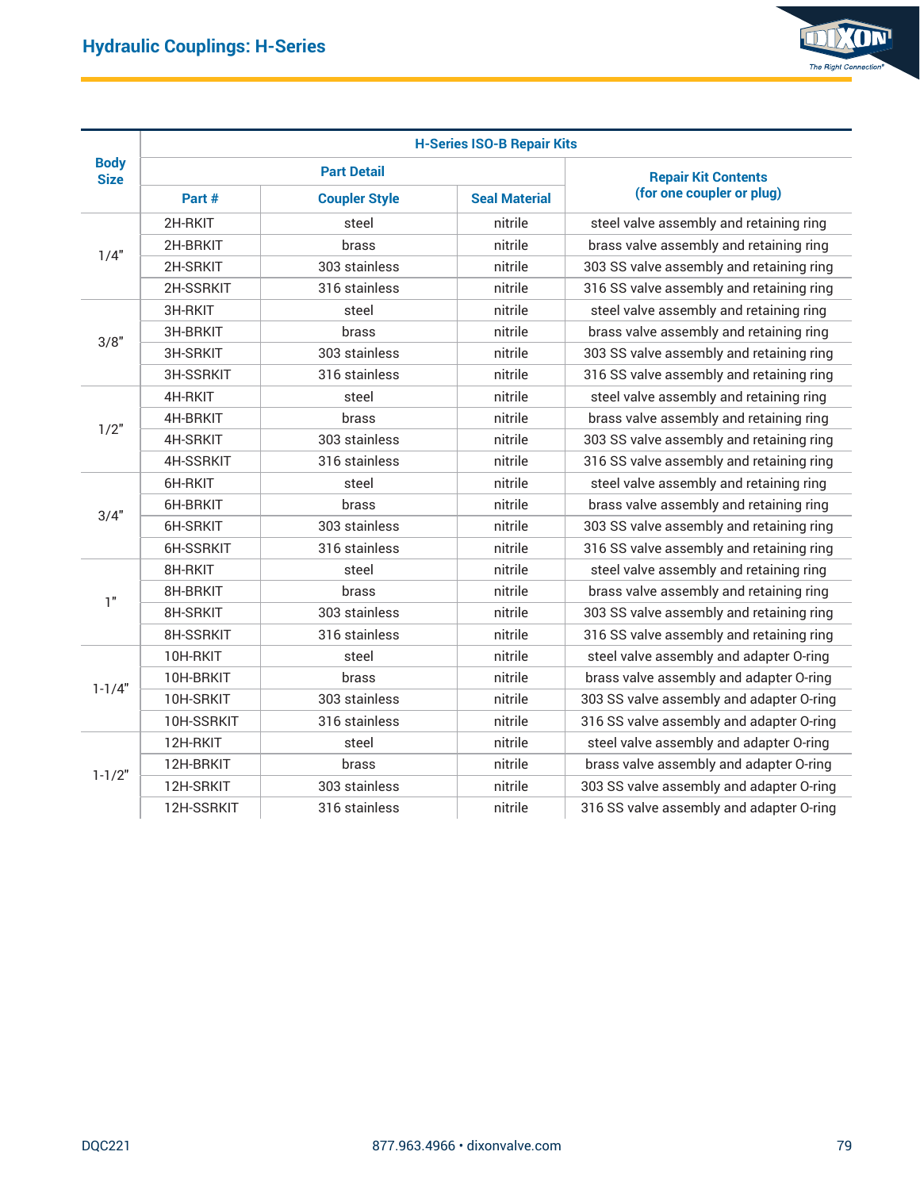## Hydraulic Couplings: H-Series

| Body Size | H-Series ISO-B Repair Kits | | | |
|---|---|---|---|---|
| | Part Detail | | | Repair Kit Contents (for one coupler or plug) |
| | Part # | Coupler Style | Seal Material | |
| 1/4" | 2H-RKIT | steel | nitrile | steel valve assembly and retaining ring |
| | 2H-BRKIT | brass | nitrile | brass valve assembly and retaining ring |
| | 2H-SRKIT | 303 stainless | nitrile | 303 SS valve assembly and retaining ring |
| | 2H-SSRKIT | 316 stainless | nitrile | 316 SS valve assembly and retaining ring |
| 3/8" | 3H-RKIT | steel | nitrile | steel valve assembly and retaining ring |
| | 3H-BRKIT | brass | nitrile | brass valve assembly and retaining ring |
| | 3H-SRKIT | 303 stainless | nitrile | 303 SS valve assembly and retaining ring |
| | 3H-SSRKIT | 316 stainless | nitrile | 316 SS valve assembly and retaining ring |
| 1/2" | 4H-RKIT | steel | nitrile | steel valve assembly and retaining ring |
| | 4H-BRKIT | brass | nitrile | brass valve assembly and retaining ring |
| | 4H-SRKIT | 303 stainless | nitrile | 303 SS valve assembly and retaining ring |
| | 4H-SSRKIT | 316 stainless | nitrile | 316 SS valve assembly and retaining ring |
| 3/4" | 6H-RKIT | steel | nitrile | steel valve assembly and retaining ring |
| | 6H-BRKIT | brass | nitrile | brass valve assembly and retaining ring |
| | 6H-SRKIT | 303 stainless | nitrile | 303 SS valve assembly and retaining ring |
| | 6H-SSRKIT | 316 stainless | nitrile | 316 SS valve assembly and retaining ring |
| 1" | 8H-RKIT | steel | nitrile | steel valve assembly and retaining ring |
| | 8H-BRKIT | brass | nitrile | brass valve assembly and retaining ring |
| | 8H-SRKIT | 303 stainless | nitrile | 303 SS valve assembly and retaining ring |
| | 8H-SSRKIT | 316 stainless | nitrile | 316 SS valve assembly and retaining ring |
| 1-1/4" | 10H-RKIT | steel | nitrile | steel valve assembly and adapter O-ring |
| | 10H-BRKIT | brass | nitrile | brass valve assembly and adapter O-ring |
| | 10H-SRKIT | 303 stainless | nitrile | 303 SS valve assembly and adapter O-ring |
| | 10H-SSRKIT | 316 stainless | nitrile | 316 SS valve assembly and adapter O-ring |
| 1-1/2" | 12H-RKIT | steel | nitrile | steel valve assembly and adapter O-ring |
| | 12H-BRKIT | brass | nitrile | brass valve assembly and adapter O-ring |
| | 12H-SRKIT | 303 stainless | nitrile | 303 SS valve assembly and adapter O-ring |
| | 12H-SSRKIT | 316 stainless | nitrile | 316 SS valve assembly and adapter O-ring |